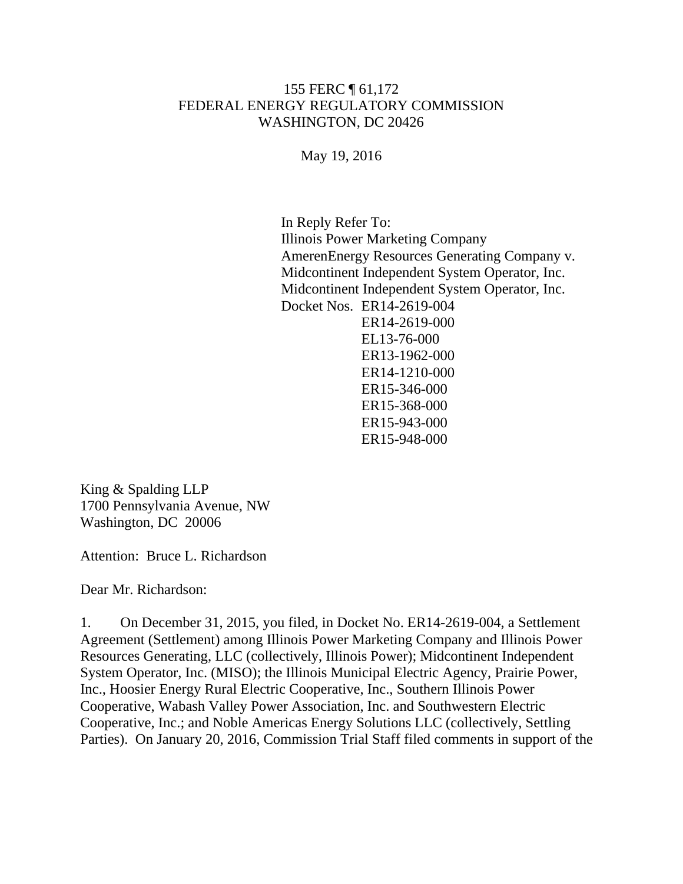155 FERC ¶ 61,172
FEDERAL ENERGY REGULATORY COMMISSION
WASHINGTON, DC 20426

May 19, 2016

In Reply Refer To:
Illinois Power Marketing Company
AmerenEnergy Resources Generating Company v.
Midcontinent Independent System Operator, Inc.
Midcontinent Independent System Operator, Inc.
Docket Nos. ER14-2619-004
ER14-2619-000
EL13-76-000
ER13-1962-000
ER14-1210-000
ER15-346-000
ER15-368-000
ER15-943-000
ER15-948-000

King & Spalding LLP
1700 Pennsylvania Avenue, NW
Washington, DC 20006

Attention: Bruce L. Richardson

Dear Mr. Richardson:

1. On December 31, 2015, you filed, in Docket No. ER14-2619-004, a Settlement Agreement (Settlement) among Illinois Power Marketing Company and Illinois Power Resources Generating, LLC (collectively, Illinois Power); Midcontinent Independent System Operator, Inc. (MISO); the Illinois Municipal Electric Agency, Prairie Power, Inc., Hoosier Energy Rural Electric Cooperative, Inc., Southern Illinois Power Cooperative, Wabash Valley Power Association, Inc. and Southwestern Electric Cooperative, Inc.; and Noble Americas Energy Solutions LLC (collectively, Settling Parties). On January 20, 2016, Commission Trial Staff filed comments in support of the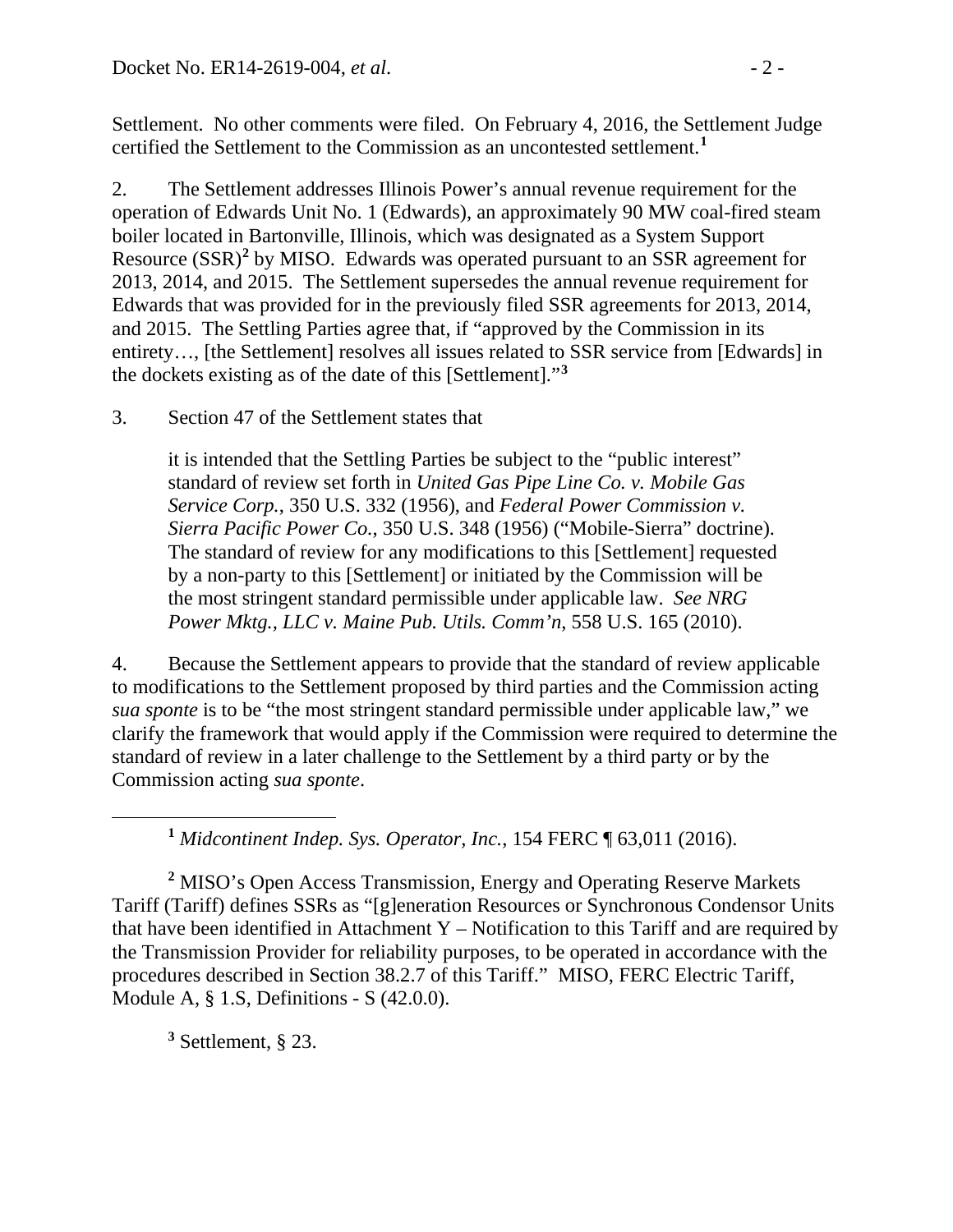Settlement. No other comments were filed. On February 4, 2016, the Settlement Judge certified the Settlement to the Commission as an uncontested settlement.[1]

2. The Settlement addresses Illinois Power's annual revenue requirement for the operation of Edwards Unit No. 1 (Edwards), an approximately 90 MW coal-fired steam boiler located in Bartonville, Illinois, which was designated as a System Support Resource (SSR)[2] by MISO. Edwards was operated pursuant to an SSR agreement for 2013, 2014, and 2015. The Settlement supersedes the annual revenue requirement for Edwards that was provided for in the previously filed SSR agreements for 2013, 2014, and 2015. The Settling Parties agree that, if "approved by the Commission in its entirety…, [the Settlement] resolves all issues related to SSR service from [Edwards] in the dockets existing as of the date of this [Settlement]."[3]

3. Section 47 of the Settlement states that

> it is intended that the Settling Parties be subject to the "public interest" standard of review set forth in *United Gas Pipe Line Co. v. Mobile Gas Service Corp.*, 350 U.S. 332 (1956), and *Federal Power Commission v. Sierra Pacific Power Co.*, 350 U.S. 348 (1956) ("Mobile-Sierra" doctrine). The standard of review for any modifications to this [Settlement] requested by a non-party to this [Settlement] or initiated by the Commission will be the most stringent standard permissible under applicable law. *See NRG Power Mktg., LLC v. Maine Pub. Utils. Comm'n*, 558 U.S. 165 (2010).

4. Because the Settlement appears to provide that the standard of review applicable to modifications to the Settlement proposed by third parties and the Commission acting *sua sponte* is to be "the most stringent standard permissible under applicable law," we clarify the framework that would apply if the Commission were required to determine the standard of review in a later challenge to the Settlement by a third party or by the Commission acting *sua sponte*.

---

[1] *Midcontinent Indep. Sys. Operator, Inc.*, 154 FERC ¶ 63,011 (2016).

[2] MISO's Open Access Transmission, Energy and Operating Reserve Markets Tariff (Tariff) defines SSRs as "[g]eneration Resources or Synchronous Condensor Units that have been identified in Attachment Y – Notification to this Tariff and are required by the Transmission Provider for reliability purposes, to be operated in accordance with the procedures described in Section 38.2.7 of this Tariff." MISO, FERC Electric Tariff, Module A, § 1.S, Definitions - S (42.0.0).

[3] Settlement, § 23.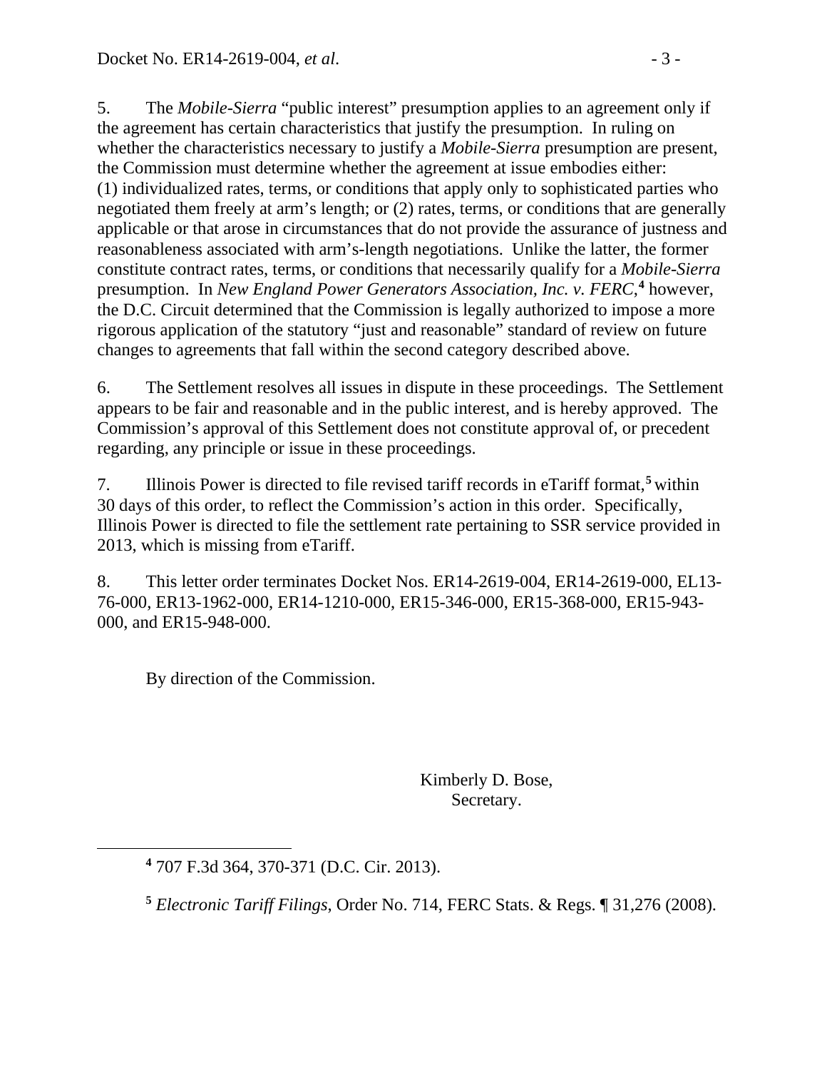5. The *Mobile-Sierra* "public interest" presumption applies to an agreement only if the agreement has certain characteristics that justify the presumption. In ruling on whether the characteristics necessary to justify a *Mobile-Sierra* presumption are present, the Commission must determine whether the agreement at issue embodies either: (1) individualized rates, terms, or conditions that apply only to sophisticated parties who negotiated them freely at arm's length; or (2) rates, terms, or conditions that are generally applicable or that arose in circumstances that do not provide the assurance of justness and reasonableness associated with arm's-length negotiations. Unlike the latter, the former constitute contract rates, terms, or conditions that necessarily qualify for a *Mobile-Sierra* presumption. In *New England Power Generators Association, Inc. v. FERC*,[4] however, the D.C. Circuit determined that the Commission is legally authorized to impose a more rigorous application of the statutory "just and reasonable" standard of review on future changes to agreements that fall within the second category described above.

6. The Settlement resolves all issues in dispute in these proceedings. The Settlement appears to be fair and reasonable and in the public interest, and is hereby approved. The Commission's approval of this Settlement does not constitute approval of, or precedent regarding, any principle or issue in these proceedings.

7. Illinois Power is directed to file revised tariff records in eTariff format,[5] within 30 days of this order, to reflect the Commission's action in this order. Specifically, Illinois Power is directed to file the settlement rate pertaining to SSR service provided in 2013, which is missing from eTariff.

8. This letter order terminates Docket Nos. ER14-2619-004, ER14-2619-000, EL13-76-000, ER13-1962-000, ER14-1210-000, ER15-346-000, ER15-368-000, ER15-943-000, and ER15-948-000.

By direction of the Commission.

Kimberly D. Bose,
Secretary.

---

[4] 707 F.3d 364, 370-371 (D.C. Cir. 2013).

[5] *Electronic Tariff Filings*, Order No. 714, FERC Stats. & Regs. ¶ 31,276 (2008).